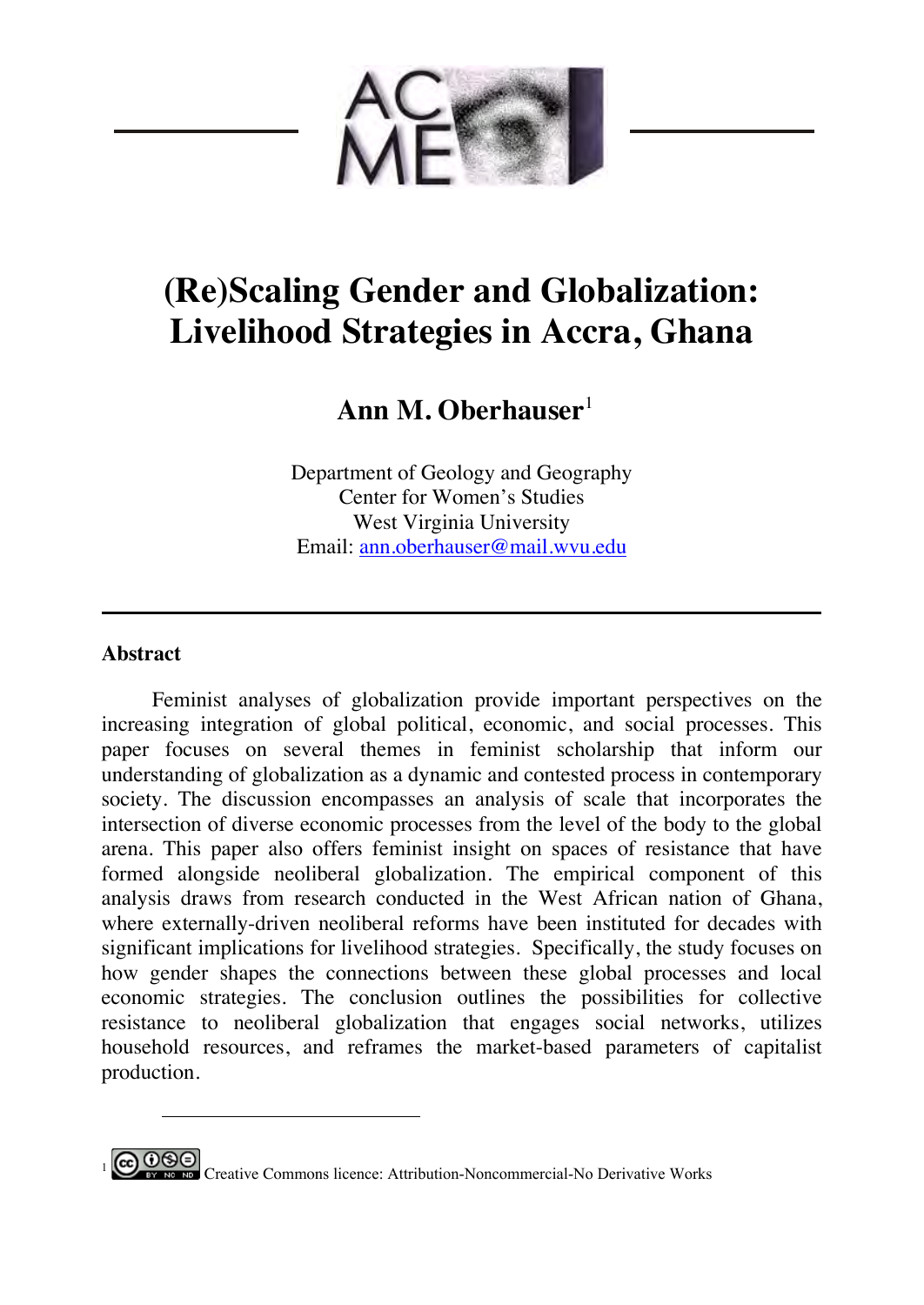# (Re)Scaling Gender and Globalization: Livelihood Strategies in Accra, Ghana

## Ann M. Oberhauser[1]

Department of Geology and Geography
Center for Women's Studies
West Virginia University
Email: ann.oberhauser@mail.wvu.edu

---

### Abstract

Feminist analyses of globalization provide important perspectives on the increasing integration of global political, economic, and social processes. This paper focuses on several themes in feminist scholarship that inform our understanding of globalization as a dynamic and contested process in contemporary society. The discussion encompasses an analysis of scale that incorporates the intersection of diverse economic processes from the level of the body to the global arena. This paper also offers feminist insight on spaces of resistance that have formed alongside neoliberal globalization. The empirical component of this analysis draws from research conducted in the West African nation of Ghana, where externally-driven neoliberal reforms have been instituted for decades with significant implications for livelihood strategies. Specifically, the study focuses on how gender shapes the connections between these global processes and local economic strategies. The conclusion outlines the possibilities for collective resistance to neoliberal globalization that engages social networks, utilizes household resources, and reframes the market-based parameters of capitalist production.

---

[1] Creative Commons licence: Attribution-Noncommercial-No Derivative Works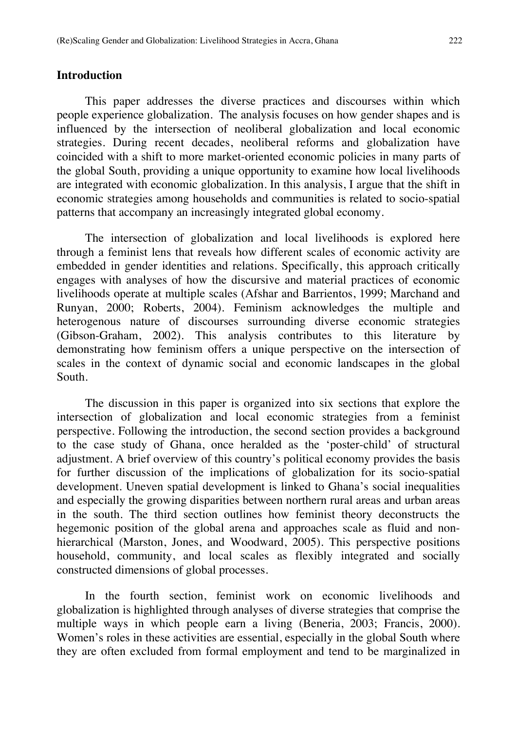## Introduction

This paper addresses the diverse practices and discourses within which people experience globalization. The analysis focuses on how gender shapes and is influenced by the intersection of neoliberal globalization and local economic strategies. During recent decades, neoliberal reforms and globalization have coincided with a shift to more market-oriented economic policies in many parts of the global South, providing a unique opportunity to examine how local livelihoods are integrated with economic globalization. In this analysis, I argue that the shift in economic strategies among households and communities is related to socio-spatial patterns that accompany an increasingly integrated global economy.

The intersection of globalization and local livelihoods is explored here through a feminist lens that reveals how different scales of economic activity are embedded in gender identities and relations. Specifically, this approach critically engages with analyses of how the discursive and material practices of economic livelihoods operate at multiple scales (Afshar and Barrientos, 1999; Marchand and Runyan, 2000; Roberts, 2004). Feminism acknowledges the multiple and heterogenous nature of discourses surrounding diverse economic strategies (Gibson-Graham, 2002). This analysis contributes to this literature by demonstrating how feminism offers a unique perspective on the intersection of scales in the context of dynamic social and economic landscapes in the global South.

The discussion in this paper is organized into six sections that explore the intersection of globalization and local economic strategies from a feminist perspective. Following the introduction, the second section provides a background to the case study of Ghana, once heralded as the 'poster-child' of structural adjustment. A brief overview of this country's political economy provides the basis for further discussion of the implications of globalization for its socio-spatial development. Uneven spatial development is linked to Ghana's social inequalities and especially the growing disparities between northern rural areas and urban areas in the south. The third section outlines how feminist theory deconstructs the hegemonic position of the global arena and approaches scale as fluid and non-hierarchical (Marston, Jones, and Woodward, 2005). This perspective positions household, community, and local scales as flexibly integrated and socially constructed dimensions of global processes.

In the fourth section, feminist work on economic livelihoods and globalization is highlighted through analyses of diverse strategies that comprise the multiple ways in which people earn a living (Beneria, 2003; Francis, 2000). Women's roles in these activities are essential, especially in the global South where they are often excluded from formal employment and tend to be marginalized in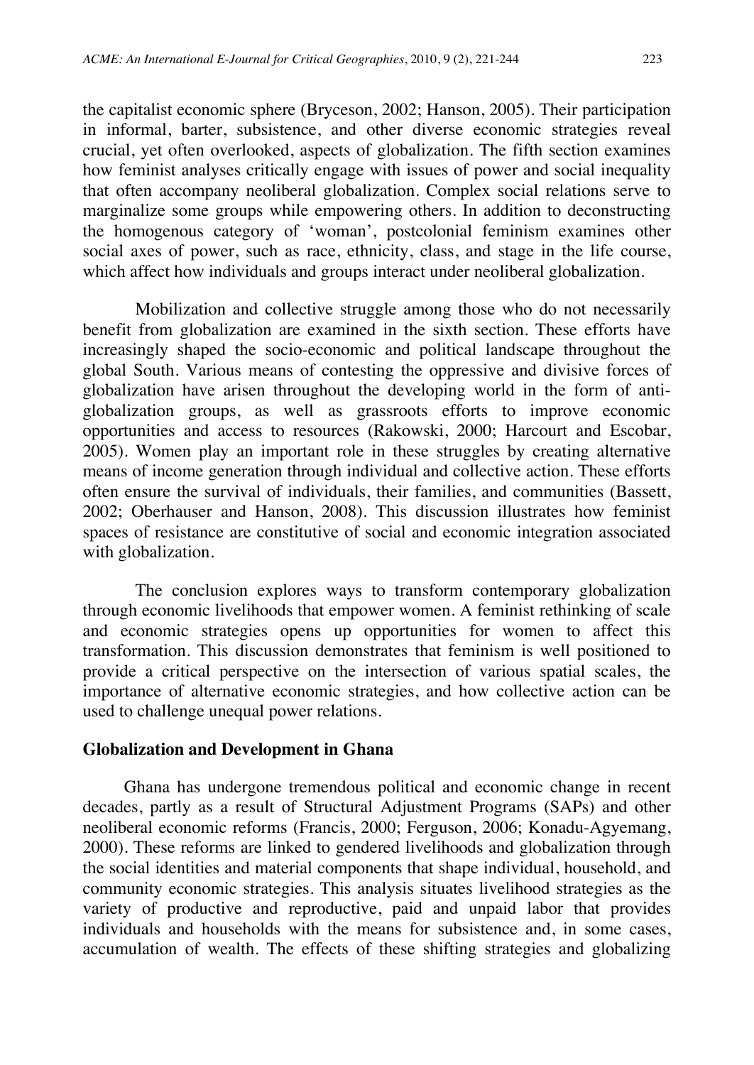the capitalist economic sphere (Bryceson, 2002; Hanson, 2005). Their participation in informal, barter, subsistence, and other diverse economic strategies reveal crucial, yet often overlooked, aspects of globalization. The fifth section examines how feminist analyses critically engage with issues of power and social inequality that often accompany neoliberal globalization. Complex social relations serve to marginalize some groups while empowering others. In addition to deconstructing the homogenous category of 'woman', postcolonial feminism examines other social axes of power, such as race, ethnicity, class, and stage in the life course, which affect how individuals and groups interact under neoliberal globalization.

Mobilization and collective struggle among those who do not necessarily benefit from globalization are examined in the sixth section. These efforts have increasingly shaped the socio-economic and political landscape throughout the global South. Various means of contesting the oppressive and divisive forces of globalization have arisen throughout the developing world in the form of anti-globalization groups, as well as grassroots efforts to improve economic opportunities and access to resources (Rakowski, 2000; Harcourt and Escobar, 2005). Women play an important role in these struggles by creating alternative means of income generation through individual and collective action. These efforts often ensure the survival of individuals, their families, and communities (Bassett, 2002; Oberhauser and Hanson, 2008). This discussion illustrates how feminist spaces of resistance are constitutive of social and economic integration associated with globalization.

The conclusion explores ways to transform contemporary globalization through economic livelihoods that empower women. A feminist rethinking of scale and economic strategies opens up opportunities for women to affect this transformation. This discussion demonstrates that feminism is well positioned to provide a critical perspective on the intersection of various spatial scales, the importance of alternative economic strategies, and how collective action can be used to challenge unequal power relations.

## Globalization and Development in Ghana

Ghana has undergone tremendous political and economic change in recent decades, partly as a result of Structural Adjustment Programs (SAPs) and other neoliberal economic reforms (Francis, 2000; Ferguson, 2006; Konadu-Agyemang, 2000). These reforms are linked to gendered livelihoods and globalization through the social identities and material components that shape individual, household, and community economic strategies. This analysis situates livelihood strategies as the variety of productive and reproductive, paid and unpaid labor that provides individuals and households with the means for subsistence and, in some cases, accumulation of wealth. The effects of these shifting strategies and globalizing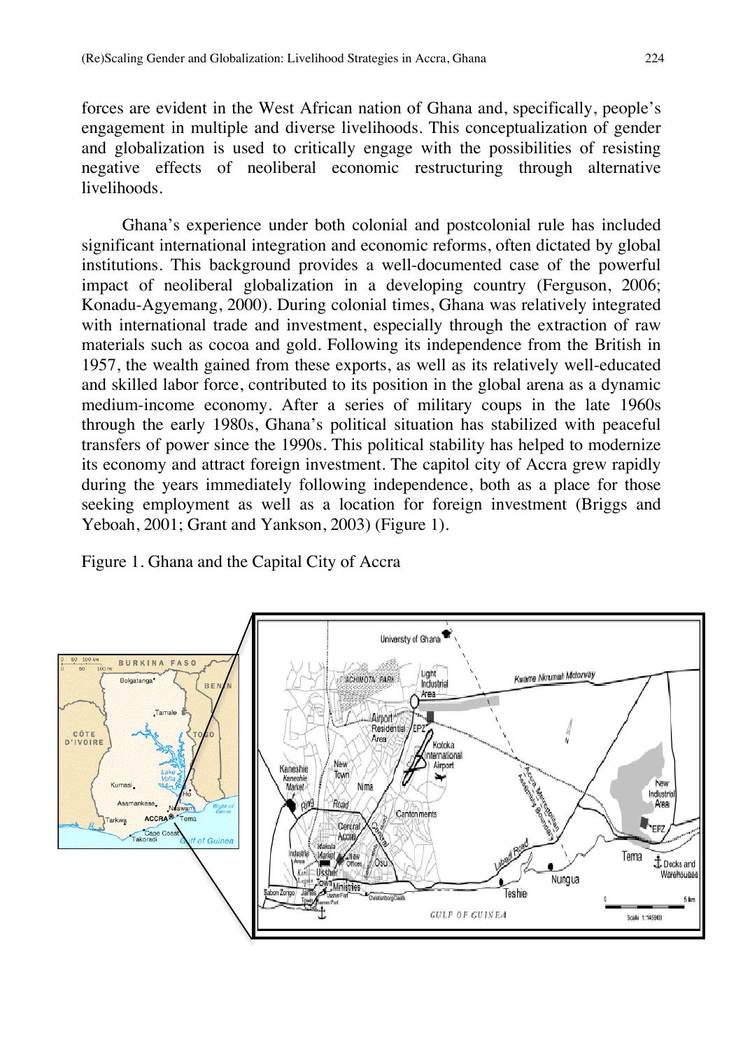forces are evident in the West African nation of Ghana and, specifically, people's engagement in multiple and diverse livelihoods. This conceptualization of gender and globalization is used to critically engage with the possibilities of resisting negative effects of neoliberal economic restructuring through alternative livelihoods.

Ghana's experience under both colonial and postcolonial rule has included significant international integration and economic reforms, often dictated by global institutions. This background provides a well-documented case of the powerful impact of neoliberal globalization in a developing country (Ferguson, 2006; Konadu-Agyemang, 2000). During colonial times, Ghana was relatively integrated with international trade and investment, especially through the extraction of raw materials such as cocoa and gold. Following its independence from the British in 1957, the wealth gained from these exports, as well as its relatively well-educated and skilled labor force, contributed to its position in the global arena as a dynamic medium-income economy. After a series of military coups in the late 1960s through the early 1980s, Ghana's political situation has stabilized with peaceful transfers of power since the 1990s. This political stability has helped to modernize its economy and attract foreign investment. The capitol city of Accra grew rapidly during the years immediately following independence, both as a place for those seeking employment as well as a location for foreign investment (Briggs and Yeboah, 2001; Grant and Yankson, 2003) (Figure 1).

Figure 1. Ghana and the Capital City of Accra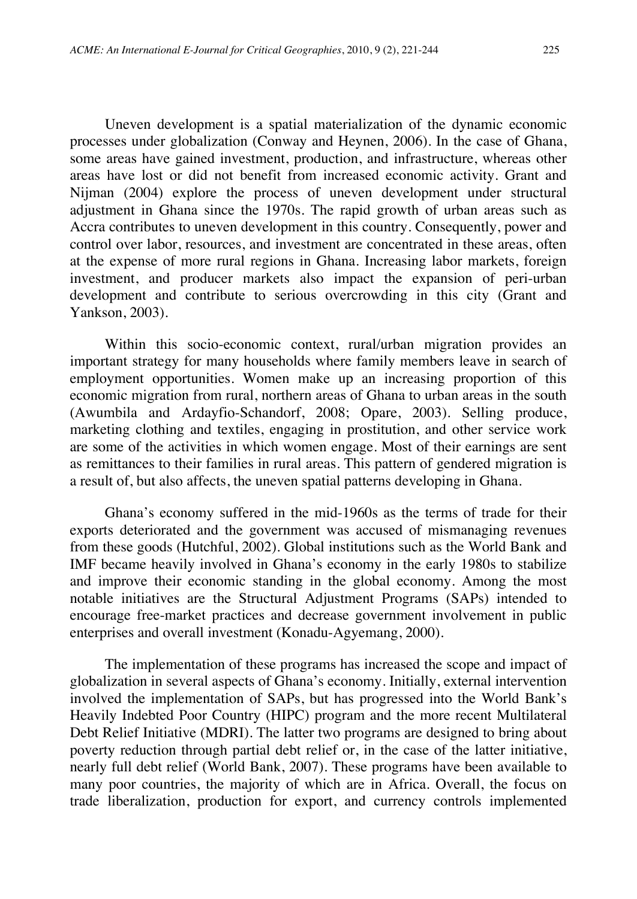Uneven development is a spatial materialization of the dynamic economic processes under globalization (Conway and Heynen, 2006). In the case of Ghana, some areas have gained investment, production, and infrastructure, whereas other areas have lost or did not benefit from increased economic activity. Grant and Nijman (2004) explore the process of uneven development under structural adjustment in Ghana since the 1970s. The rapid growth of urban areas such as Accra contributes to uneven development in this country. Consequently, power and control over labor, resources, and investment are concentrated in these areas, often at the expense of more rural regions in Ghana. Increasing labor markets, foreign investment, and producer markets also impact the expansion of peri-urban development and contribute to serious overcrowding in this city (Grant and Yankson, 2003).

Within this socio-economic context, rural/urban migration provides an important strategy for many households where family members leave in search of employment opportunities. Women make up an increasing proportion of this economic migration from rural, northern areas of Ghana to urban areas in the south (Awumbila and Ardayfio-Schandorf, 2008; Opare, 2003). Selling produce, marketing clothing and textiles, engaging in prostitution, and other service work are some of the activities in which women engage. Most of their earnings are sent as remittances to their families in rural areas. This pattern of gendered migration is a result of, but also affects, the uneven spatial patterns developing in Ghana.

Ghana's economy suffered in the mid-1960s as the terms of trade for their exports deteriorated and the government was accused of mismanaging revenues from these goods (Hutchful, 2002). Global institutions such as the World Bank and IMF became heavily involved in Ghana's economy in the early 1980s to stabilize and improve their economic standing in the global economy. Among the most notable initiatives are the Structural Adjustment Programs (SAPs) intended to encourage free-market practices and decrease government involvement in public enterprises and overall investment (Konadu-Agyemang, 2000).

The implementation of these programs has increased the scope and impact of globalization in several aspects of Ghana's economy. Initially, external intervention involved the implementation of SAPs, but has progressed into the World Bank's Heavily Indebted Poor Country (HIPC) program and the more recent Multilateral Debt Relief Initiative (MDRI). The latter two programs are designed to bring about poverty reduction through partial debt relief or, in the case of the latter initiative, nearly full debt relief (World Bank, 2007). These programs have been available to many poor countries, the majority of which are in Africa. Overall, the focus on trade liberalization, production for export, and currency controls implemented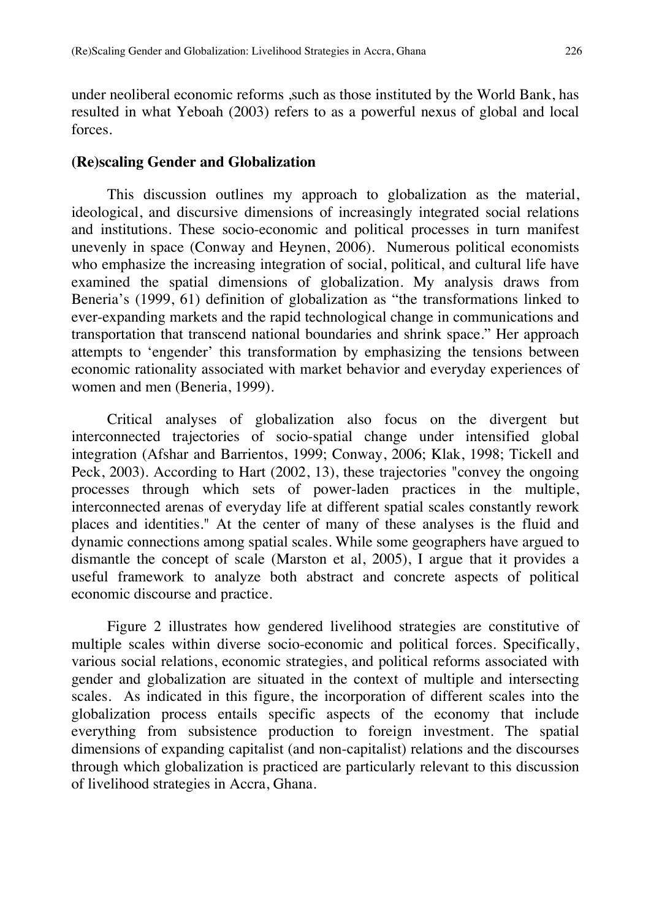under neoliberal economic reforms ,such as those instituted by the World Bank, has resulted in what Yeboah (2003) refers to as a powerful nexus of global and local forces.

## (Re)scaling Gender and Globalization

This discussion outlines my approach to globalization as the material, ideological, and discursive dimensions of increasingly integrated social relations and institutions. These socio-economic and political processes in turn manifest unevenly in space (Conway and Heynen, 2006). Numerous political economists who emphasize the increasing integration of social, political, and cultural life have examined the spatial dimensions of globalization. My analysis draws from Beneria's (1999, 61) definition of globalization as "the transformations linked to ever-expanding markets and the rapid technological change in communications and transportation that transcend national boundaries and shrink space." Her approach attempts to 'engender' this transformation by emphasizing the tensions between economic rationality associated with market behavior and everyday experiences of women and men (Beneria, 1999).

Critical analyses of globalization also focus on the divergent but interconnected trajectories of socio-spatial change under intensified global integration (Afshar and Barrientos, 1999; Conway, 2006; Klak, 1998; Tickell and Peck, 2003). According to Hart (2002, 13), these trajectories "convey the ongoing processes through which sets of power-laden practices in the multiple, interconnected arenas of everyday life at different spatial scales constantly rework places and identities." At the center of many of these analyses is the fluid and dynamic connections among spatial scales. While some geographers have argued to dismantle the concept of scale (Marston et al, 2005), I argue that it provides a useful framework to analyze both abstract and concrete aspects of political economic discourse and practice.

Figure 2 illustrates how gendered livelihood strategies are constitutive of multiple scales within diverse socio-economic and political forces. Specifically, various social relations, economic strategies, and political reforms associated with gender and globalization are situated in the context of multiple and intersecting scales. As indicated in this figure, the incorporation of different scales into the globalization process entails specific aspects of the economy that include everything from subsistence production to foreign investment. The spatial dimensions of expanding capitalist (and non-capitalist) relations and the discourses through which globalization is practiced are particularly relevant to this discussion of livelihood strategies in Accra, Ghana.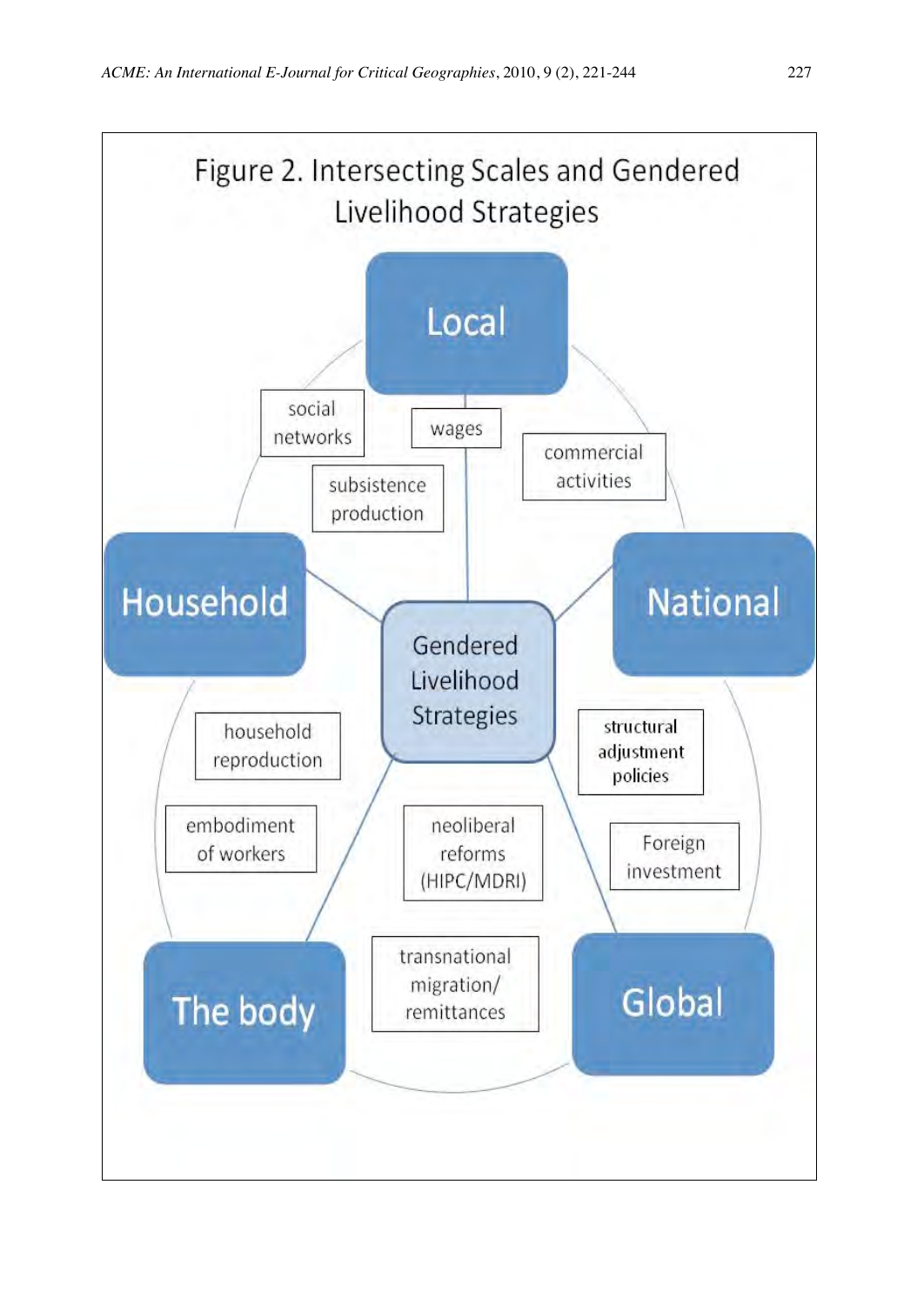Figure 2. Intersecting Scales and Gendered Livelihood Strategies

Local

social networks

wages

commercial activities

subsistence production

Household

Gendered Livelihood Strategies

National

household reproduction

structural adjustment policies

embodiment of workers

neoliberal reforms (HIPC/MDRI)

Foreign investment

The body

transnational migration/ remittances

Global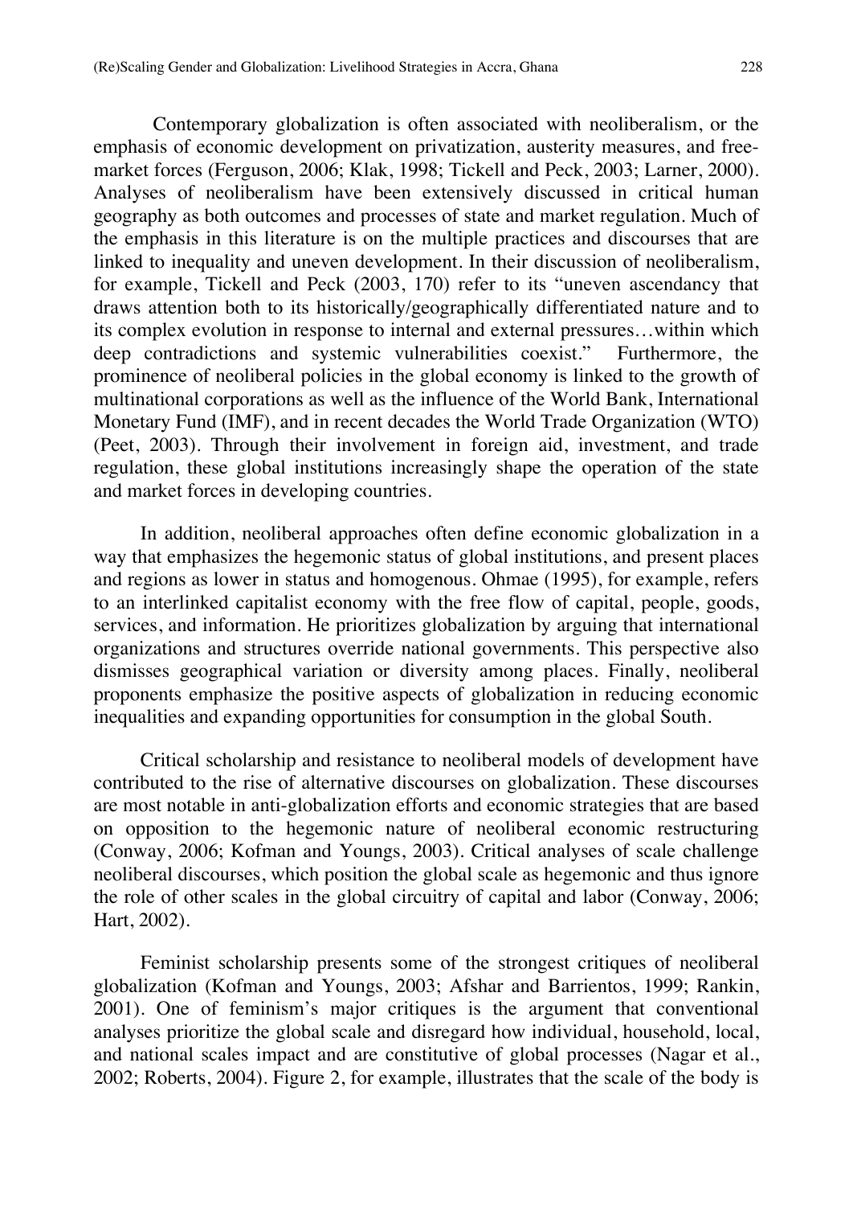Contemporary globalization is often associated with neoliberalism, or the emphasis of economic development on privatization, austerity measures, and free-market forces (Ferguson, 2006; Klak, 1998; Tickell and Peck, 2003; Larner, 2000). Analyses of neoliberalism have been extensively discussed in critical human geography as both outcomes and processes of state and market regulation. Much of the emphasis in this literature is on the multiple practices and discourses that are linked to inequality and uneven development. In their discussion of neoliberalism, for example, Tickell and Peck (2003, 170) refer to its "uneven ascendancy that draws attention both to its historically/geographically differentiated nature and to its complex evolution in response to internal and external pressures…within which deep contradictions and systemic vulnerabilities coexist." Furthermore, the prominence of neoliberal policies in the global economy is linked to the growth of multinational corporations as well as the influence of the World Bank, International Monetary Fund (IMF), and in recent decades the World Trade Organization (WTO) (Peet, 2003). Through their involvement in foreign aid, investment, and trade regulation, these global institutions increasingly shape the operation of the state and market forces in developing countries.

In addition, neoliberal approaches often define economic globalization in a way that emphasizes the hegemonic status of global institutions, and present places and regions as lower in status and homogenous. Ohmae (1995), for example, refers to an interlinked capitalist economy with the free flow of capital, people, goods, services, and information. He prioritizes globalization by arguing that international organizations and structures override national governments. This perspective also dismisses geographical variation or diversity among places. Finally, neoliberal proponents emphasize the positive aspects of globalization in reducing economic inequalities and expanding opportunities for consumption in the global South.

Critical scholarship and resistance to neoliberal models of development have contributed to the rise of alternative discourses on globalization. These discourses are most notable in anti-globalization efforts and economic strategies that are based on opposition to the hegemonic nature of neoliberal economic restructuring (Conway, 2006; Kofman and Youngs, 2003). Critical analyses of scale challenge neoliberal discourses, which position the global scale as hegemonic and thus ignore the role of other scales in the global circuitry of capital and labor (Conway, 2006; Hart, 2002).

Feminist scholarship presents some of the strongest critiques of neoliberal globalization (Kofman and Youngs, 2003; Afshar and Barrientos, 1999; Rankin, 2001). One of feminism's major critiques is the argument that conventional analyses prioritize the global scale and disregard how individual, household, local, and national scales impact and are constitutive of global processes (Nagar et al., 2002; Roberts, 2004). Figure 2, for example, illustrates that the scale of the body is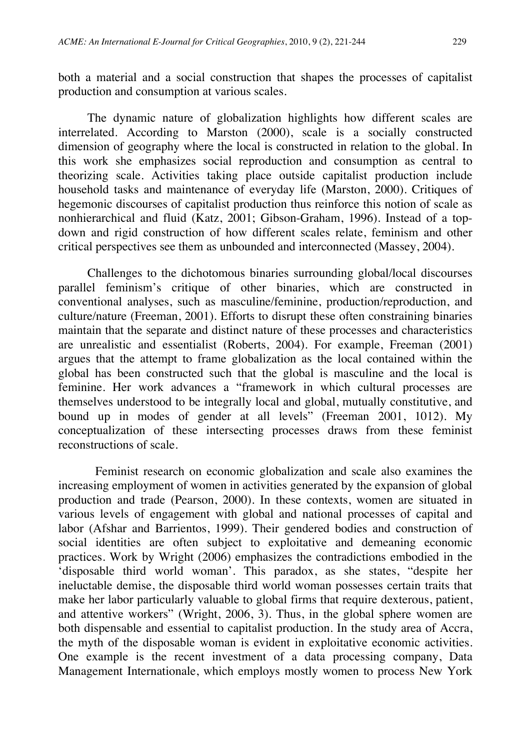both a material and a social construction that shapes the processes of capitalist production and consumption at various scales.

The dynamic nature of globalization highlights how different scales are interrelated. According to Marston (2000), scale is a socially constructed dimension of geography where the local is constructed in relation to the global. In this work she emphasizes social reproduction and consumption as central to theorizing scale. Activities taking place outside capitalist production include household tasks and maintenance of everyday life (Marston, 2000). Critiques of hegemonic discourses of capitalist production thus reinforce this notion of scale as nonhierarchical and fluid (Katz, 2001; Gibson-Graham, 1996). Instead of a top-down and rigid construction of how different scales relate, feminism and other critical perspectives see them as unbounded and interconnected (Massey, 2004).

Challenges to the dichotomous binaries surrounding global/local discourses parallel feminism's critique of other binaries, which are constructed in conventional analyses, such as masculine/feminine, production/reproduction, and culture/nature (Freeman, 2001). Efforts to disrupt these often constraining binaries maintain that the separate and distinct nature of these processes and characteristics are unrealistic and essentialist (Roberts, 2004). For example, Freeman (2001) argues that the attempt to frame globalization as the local contained within the global has been constructed such that the global is masculine and the local is feminine. Her work advances a "framework in which cultural processes are themselves understood to be integrally local and global, mutually constitutive, and bound up in modes of gender at all levels" (Freeman 2001, 1012). My conceptualization of these intersecting processes draws from these feminist reconstructions of scale.

Feminist research on economic globalization and scale also examines the increasing employment of women in activities generated by the expansion of global production and trade (Pearson, 2000). In these contexts, women are situated in various levels of engagement with global and national processes of capital and labor (Afshar and Barrientos, 1999). Their gendered bodies and construction of social identities are often subject to exploitative and demeaning economic practices. Work by Wright (2006) emphasizes the contradictions embodied in the 'disposable third world woman'. This paradox, as she states, "despite her ineluctable demise, the disposable third world woman possesses certain traits that make her labor particularly valuable to global firms that require dexterous, patient, and attentive workers" (Wright, 2006, 3). Thus, in the global sphere women are both dispensable and essential to capitalist production. In the study area of Accra, the myth of the disposable woman is evident in exploitative economic activities. One example is the recent investment of a data processing company, Data Management Internationale, which employs mostly women to process New York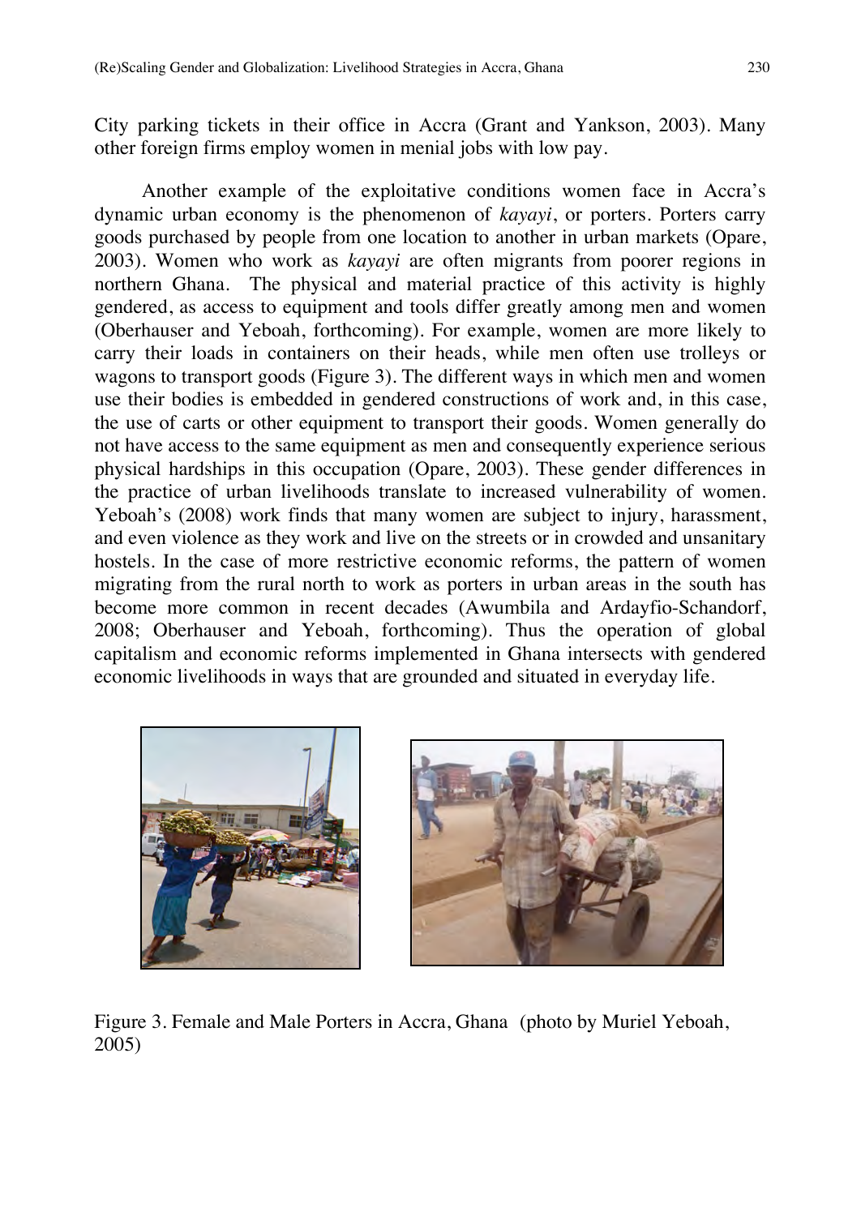City parking tickets in their office in Accra (Grant and Yankson, 2003). Many other foreign firms employ women in menial jobs with low pay.

Another example of the exploitative conditions women face in Accra's dynamic urban economy is the phenomenon of *kayayi*, or porters. Porters carry goods purchased by people from one location to another in urban markets (Opare, 2003). Women who work as *kayayi* are often migrants from poorer regions in northern Ghana. The physical and material practice of this activity is highly gendered, as access to equipment and tools differ greatly among men and women (Oberhauser and Yeboah, forthcoming). For example, women are more likely to carry their loads in containers on their heads, while men often use trolleys or wagons to transport goods (Figure 3). The different ways in which men and women use their bodies is embedded in gendered constructions of work and, in this case, the use of carts or other equipment to transport their goods. Women generally do not have access to the same equipment as men and consequently experience serious physical hardships in this occupation (Opare, 2003). These gender differences in the practice of urban livelihoods translate to increased vulnerability of women. Yeboah's (2008) work finds that many women are subject to injury, harassment, and even violence as they work and live on the streets or in crowded and unsanitary hostels. In the case of more restrictive economic reforms, the pattern of women migrating from the rural north to work as porters in urban areas in the south has become more common in recent decades (Awumbila and Ardayfio-Schandorf, 2008; Oberhauser and Yeboah, forthcoming). Thus the operation of global capitalism and economic reforms implemented in Ghana intersects with gendered economic livelihoods in ways that are grounded and situated in everyday life.

Figure 3. Female and Male Porters in Accra, Ghana (photo by Muriel Yeboah, 2005)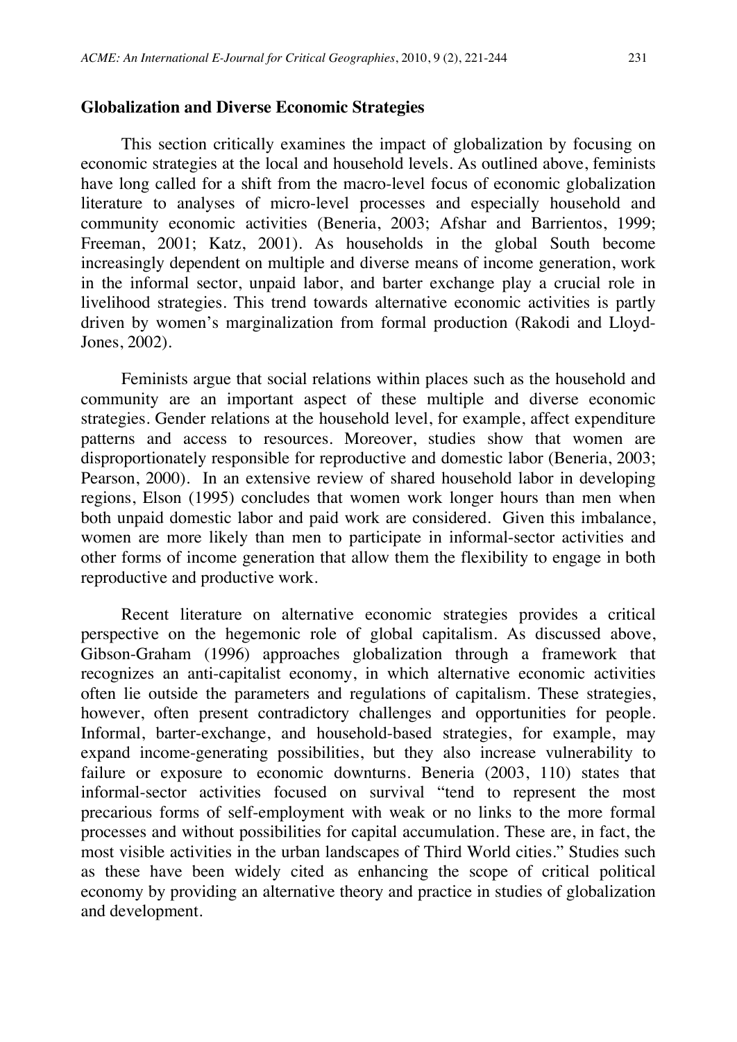## Globalization and Diverse Economic Strategies

This section critically examines the impact of globalization by focusing on economic strategies at the local and household levels. As outlined above, feminists have long called for a shift from the macro-level focus of economic globalization literature to analyses of micro-level processes and especially household and community economic activities (Beneria, 2003; Afshar and Barrientos, 1999; Freeman, 2001; Katz, 2001). As households in the global South become increasingly dependent on multiple and diverse means of income generation, work in the informal sector, unpaid labor, and barter exchange play a crucial role in livelihood strategies. This trend towards alternative economic activities is partly driven by women's marginalization from formal production (Rakodi and Lloyd-Jones, 2002).

Feminists argue that social relations within places such as the household and community are an important aspect of these multiple and diverse economic strategies. Gender relations at the household level, for example, affect expenditure patterns and access to resources. Moreover, studies show that women are disproportionately responsible for reproductive and domestic labor (Beneria, 2003; Pearson, 2000). In an extensive review of shared household labor in developing regions, Elson (1995) concludes that women work longer hours than men when both unpaid domestic labor and paid work are considered. Given this imbalance, women are more likely than men to participate in informal-sector activities and other forms of income generation that allow them the flexibility to engage in both reproductive and productive work.

Recent literature on alternative economic strategies provides a critical perspective on the hegemonic role of global capitalism. As discussed above, Gibson-Graham (1996) approaches globalization through a framework that recognizes an anti-capitalist economy, in which alternative economic activities often lie outside the parameters and regulations of capitalism. These strategies, however, often present contradictory challenges and opportunities for people. Informal, barter-exchange, and household-based strategies, for example, may expand income-generating possibilities, but they also increase vulnerability to failure or exposure to economic downturns. Beneria (2003, 110) states that informal-sector activities focused on survival "tend to represent the most precarious forms of self-employment with weak or no links to the more formal processes and without possibilities for capital accumulation. These are, in fact, the most visible activities in the urban landscapes of Third World cities." Studies such as these have been widely cited as enhancing the scope of critical political economy by providing an alternative theory and practice in studies of globalization and development.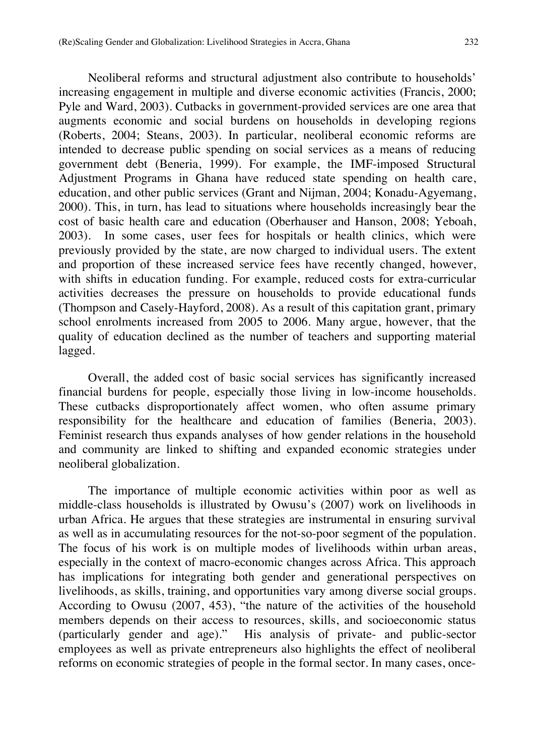Neoliberal reforms and structural adjustment also contribute to households' increasing engagement in multiple and diverse economic activities (Francis, 2000; Pyle and Ward, 2003). Cutbacks in government-provided services are one area that augments economic and social burdens on households in developing regions (Roberts, 2004; Steans, 2003). In particular, neoliberal economic reforms are intended to decrease public spending on social services as a means of reducing government debt (Beneria, 1999). For example, the IMF-imposed Structural Adjustment Programs in Ghana have reduced state spending on health care, education, and other public services (Grant and Nijman, 2004; Konadu-Agyemang, 2000). This, in turn, has lead to situations where households increasingly bear the cost of basic health care and education (Oberhauser and Hanson, 2008; Yeboah, 2003). In some cases, user fees for hospitals or health clinics, which were previously provided by the state, are now charged to individual users. The extent and proportion of these increased service fees have recently changed, however, with shifts in education funding. For example, reduced costs for extra-curricular activities decreases the pressure on households to provide educational funds (Thompson and Casely-Hayford, 2008). As a result of this capitation grant, primary school enrolments increased from 2005 to 2006. Many argue, however, that the quality of education declined as the number of teachers and supporting material lagged.

Overall, the added cost of basic social services has significantly increased financial burdens for people, especially those living in low-income households. These cutbacks disproportionately affect women, who often assume primary responsibility for the healthcare and education of families (Beneria, 2003). Feminist research thus expands analyses of how gender relations in the household and community are linked to shifting and expanded economic strategies under neoliberal globalization.

The importance of multiple economic activities within poor as well as middle-class households is illustrated by Owusu's (2007) work on livelihoods in urban Africa. He argues that these strategies are instrumental in ensuring survival as well as in accumulating resources for the not-so-poor segment of the population. The focus of his work is on multiple modes of livelihoods within urban areas, especially in the context of macro-economic changes across Africa. This approach has implications for integrating both gender and generational perspectives on livelihoods, as skills, training, and opportunities vary among diverse social groups. According to Owusu (2007, 453), "the nature of the activities of the household members depends on their access to resources, skills, and socioeconomic status (particularly gender and age)." His analysis of private- and public-sector employees as well as private entrepreneurs also highlights the effect of neoliberal reforms on economic strategies of people in the formal sector. In many cases, once-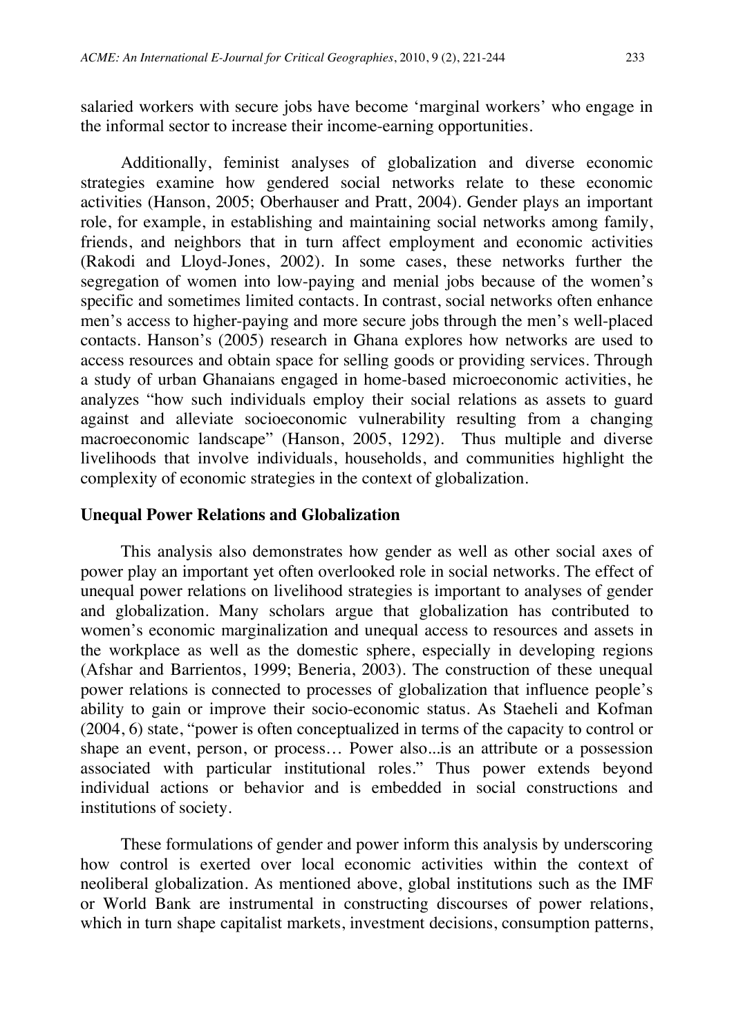salaried workers with secure jobs have become 'marginal workers' who engage in the informal sector to increase their income-earning opportunities.

Additionally, feminist analyses of globalization and diverse economic strategies examine how gendered social networks relate to these economic activities (Hanson, 2005; Oberhauser and Pratt, 2004). Gender plays an important role, for example, in establishing and maintaining social networks among family, friends, and neighbors that in turn affect employment and economic activities (Rakodi and Lloyd-Jones, 2002). In some cases, these networks further the segregation of women into low-paying and menial jobs because of the women's specific and sometimes limited contacts. In contrast, social networks often enhance men's access to higher-paying and more secure jobs through the men's well-placed contacts. Hanson's (2005) research in Ghana explores how networks are used to access resources and obtain space for selling goods or providing services. Through a study of urban Ghanaians engaged in home-based microeconomic activities, he analyzes "how such individuals employ their social relations as assets to guard against and alleviate socioeconomic vulnerability resulting from a changing macroeconomic landscape" (Hanson, 2005, 1292). Thus multiple and diverse livelihoods that involve individuals, households, and communities highlight the complexity of economic strategies in the context of globalization.

## Unequal Power Relations and Globalization

This analysis also demonstrates how gender as well as other social axes of power play an important yet often overlooked role in social networks. The effect of unequal power relations on livelihood strategies is important to analyses of gender and globalization. Many scholars argue that globalization has contributed to women's economic marginalization and unequal access to resources and assets in the workplace as well as the domestic sphere, especially in developing regions (Afshar and Barrientos, 1999; Beneria, 2003). The construction of these unequal power relations is connected to processes of globalization that influence people's ability to gain or improve their socio-economic status. As Staeheli and Kofman (2004, 6) state, "power is often conceptualized in terms of the capacity to control or shape an event, person, or process… Power also...is an attribute or a possession associated with particular institutional roles." Thus power extends beyond individual actions or behavior and is embedded in social constructions and institutions of society.

These formulations of gender and power inform this analysis by underscoring how control is exerted over local economic activities within the context of neoliberal globalization. As mentioned above, global institutions such as the IMF or World Bank are instrumental in constructing discourses of power relations, which in turn shape capitalist markets, investment decisions, consumption patterns,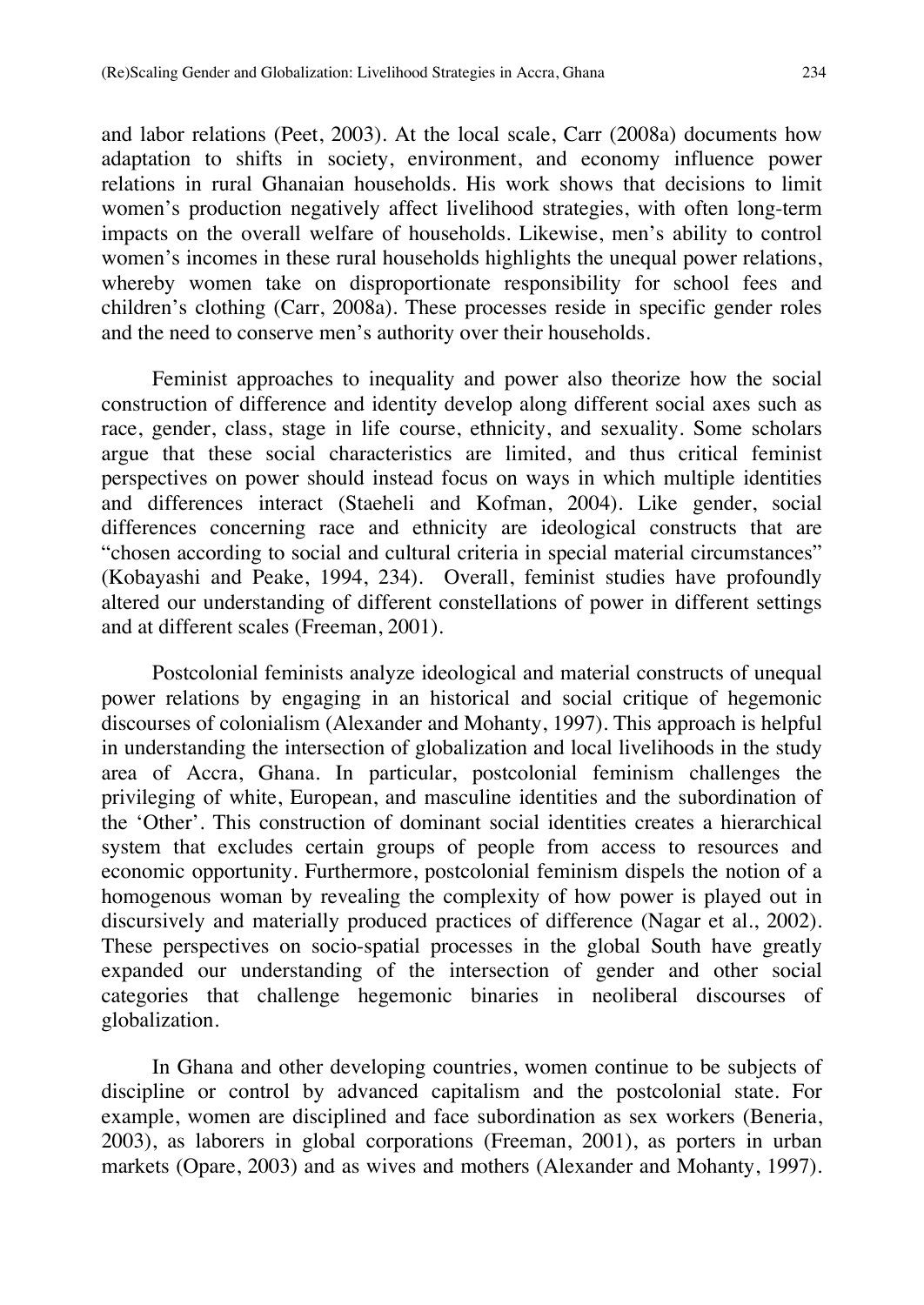and labor relations (Peet, 2003). At the local scale, Carr (2008a) documents how adaptation to shifts in society, environment, and economy influence power relations in rural Ghanaian households. His work shows that decisions to limit women's production negatively affect livelihood strategies, with often long-term impacts on the overall welfare of households. Likewise, men's ability to control women's incomes in these rural households highlights the unequal power relations, whereby women take on disproportionate responsibility for school fees and children's clothing (Carr, 2008a). These processes reside in specific gender roles and the need to conserve men's authority over their households.

Feminist approaches to inequality and power also theorize how the social construction of difference and identity develop along different social axes such as race, gender, class, stage in life course, ethnicity, and sexuality. Some scholars argue that these social characteristics are limited, and thus critical feminist perspectives on power should instead focus on ways in which multiple identities and differences interact (Staeheli and Kofman, 2004). Like gender, social differences concerning race and ethnicity are ideological constructs that are "chosen according to social and cultural criteria in special material circumstances" (Kobayashi and Peake, 1994, 234). Overall, feminist studies have profoundly altered our understanding of different constellations of power in different settings and at different scales (Freeman, 2001).

Postcolonial feminists analyze ideological and material constructs of unequal power relations by engaging in an historical and social critique of hegemonic discourses of colonialism (Alexander and Mohanty, 1997). This approach is helpful in understanding the intersection of globalization and local livelihoods in the study area of Accra, Ghana. In particular, postcolonial feminism challenges the privileging of white, European, and masculine identities and the subordination of the 'Other'. This construction of dominant social identities creates a hierarchical system that excludes certain groups of people from access to resources and economic opportunity. Furthermore, postcolonial feminism dispels the notion of a homogenous woman by revealing the complexity of how power is played out in discursively and materially produced practices of difference (Nagar et al., 2002). These perspectives on socio-spatial processes in the global South have greatly expanded our understanding of the intersection of gender and other social categories that challenge hegemonic binaries in neoliberal discourses of globalization.

In Ghana and other developing countries, women continue to be subjects of discipline or control by advanced capitalism and the postcolonial state. For example, women are disciplined and face subordination as sex workers (Beneria, 2003), as laborers in global corporations (Freeman, 2001), as porters in urban markets (Opare, 2003) and as wives and mothers (Alexander and Mohanty, 1997).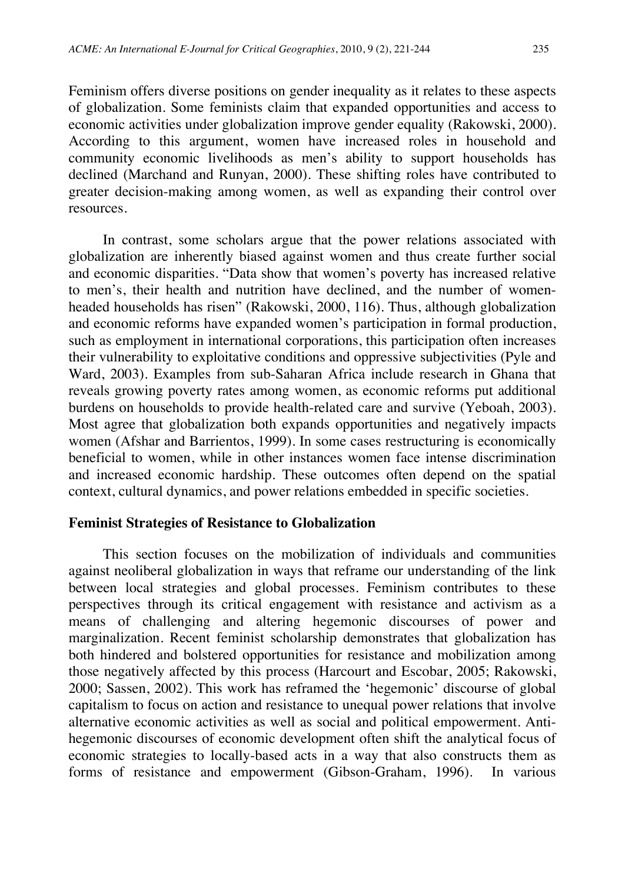Feminism offers diverse positions on gender inequality as it relates to these aspects of globalization. Some feminists claim that expanded opportunities and access to economic activities under globalization improve gender equality (Rakowski, 2000). According to this argument, women have increased roles in household and community economic livelihoods as men's ability to support households has declined (Marchand and Runyan, 2000). These shifting roles have contributed to greater decision-making among women, as well as expanding their control over resources.

In contrast, some scholars argue that the power relations associated with globalization are inherently biased against women and thus create further social and economic disparities. "Data show that women's poverty has increased relative to men's, their health and nutrition have declined, and the number of women-headed households has risen" (Rakowski, 2000, 116). Thus, although globalization and economic reforms have expanded women's participation in formal production, such as employment in international corporations, this participation often increases their vulnerability to exploitative conditions and oppressive subjectivities (Pyle and Ward, 2003). Examples from sub-Saharan Africa include research in Ghana that reveals growing poverty rates among women, as economic reforms put additional burdens on households to provide health-related care and survive (Yeboah, 2003). Most agree that globalization both expands opportunities and negatively impacts women (Afshar and Barrientos, 1999). In some cases restructuring is economically beneficial to women, while in other instances women face intense discrimination and increased economic hardship. These outcomes often depend on the spatial context, cultural dynamics, and power relations embedded in specific societies.

## Feminist Strategies of Resistance to Globalization

This section focuses on the mobilization of individuals and communities against neoliberal globalization in ways that reframe our understanding of the link between local strategies and global processes. Feminism contributes to these perspectives through its critical engagement with resistance and activism as a means of challenging and altering hegemonic discourses of power and marginalization. Recent feminist scholarship demonstrates that globalization has both hindered and bolstered opportunities for resistance and mobilization among those negatively affected by this process (Harcourt and Escobar, 2005; Rakowski, 2000; Sassen, 2002). This work has reframed the 'hegemonic' discourse of global capitalism to focus on action and resistance to unequal power relations that involve alternative economic activities as well as social and political empowerment. Anti-hegemonic discourses of economic development often shift the analytical focus of economic strategies to locally-based acts in a way that also constructs them as forms of resistance and empowerment (Gibson-Graham, 1996). In various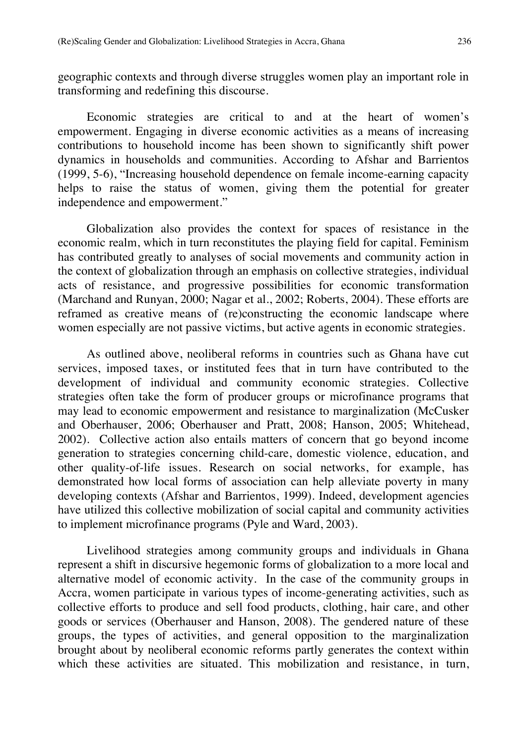geographic contexts and through diverse struggles women play an important role in transforming and redefining this discourse.

Economic strategies are critical to and at the heart of women's empowerment. Engaging in diverse economic activities as a means of increasing contributions to household income has been shown to significantly shift power dynamics in households and communities. According to Afshar and Barrientos (1999, 5-6), "Increasing household dependence on female income-earning capacity helps to raise the status of women, giving them the potential for greater independence and empowerment."

Globalization also provides the context for spaces of resistance in the economic realm, which in turn reconstitutes the playing field for capital. Feminism has contributed greatly to analyses of social movements and community action in the context of globalization through an emphasis on collective strategies, individual acts of resistance, and progressive possibilities for economic transformation (Marchand and Runyan, 2000; Nagar et al., 2002; Roberts, 2004). These efforts are reframed as creative means of (re)constructing the economic landscape where women especially are not passive victims, but active agents in economic strategies.

As outlined above, neoliberal reforms in countries such as Ghana have cut services, imposed taxes, or instituted fees that in turn have contributed to the development of individual and community economic strategies. Collective strategies often take the form of producer groups or microfinance programs that may lead to economic empowerment and resistance to marginalization (McCusker and Oberhauser, 2006; Oberhauser and Pratt, 2008; Hanson, 2005; Whitehead, 2002). Collective action also entails matters of concern that go beyond income generation to strategies concerning child-care, domestic violence, education, and other quality-of-life issues. Research on social networks, for example, has demonstrated how local forms of association can help alleviate poverty in many developing contexts (Afshar and Barrientos, 1999). Indeed, development agencies have utilized this collective mobilization of social capital and community activities to implement microfinance programs (Pyle and Ward, 2003).

Livelihood strategies among community groups and individuals in Ghana represent a shift in discursive hegemonic forms of globalization to a more local and alternative model of economic activity. In the case of the community groups in Accra, women participate in various types of income-generating activities, such as collective efforts to produce and sell food products, clothing, hair care, and other goods or services (Oberhauser and Hanson, 2008). The gendered nature of these groups, the types of activities, and general opposition to the marginalization brought about by neoliberal economic reforms partly generates the context within which these activities are situated. This mobilization and resistance, in turn,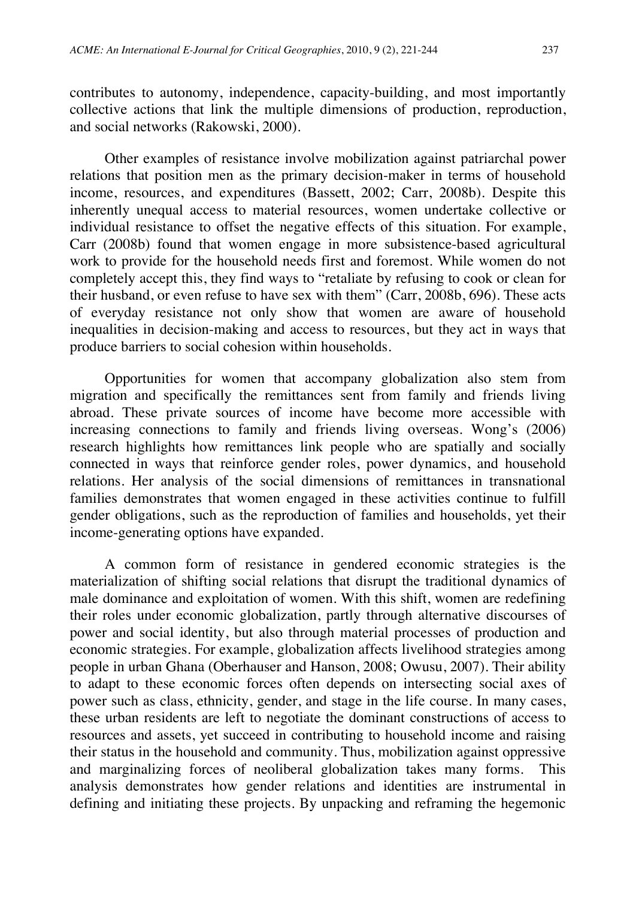contributes to autonomy, independence, capacity-building, and most importantly collective actions that link the multiple dimensions of production, reproduction, and social networks (Rakowski, 2000).

Other examples of resistance involve mobilization against patriarchal power relations that position men as the primary decision-maker in terms of household income, resources, and expenditures (Bassett, 2002; Carr, 2008b). Despite this inherently unequal access to material resources, women undertake collective or individual resistance to offset the negative effects of this situation. For example, Carr (2008b) found that women engage in more subsistence-based agricultural work to provide for the household needs first and foremost. While women do not completely accept this, they find ways to "retaliate by refusing to cook or clean for their husband, or even refuse to have sex with them" (Carr, 2008b, 696). These acts of everyday resistance not only show that women are aware of household inequalities in decision-making and access to resources, but they act in ways that produce barriers to social cohesion within households.

Opportunities for women that accompany globalization also stem from migration and specifically the remittances sent from family and friends living abroad. These private sources of income have become more accessible with increasing connections to family and friends living overseas. Wong's (2006) research highlights how remittances link people who are spatially and socially connected in ways that reinforce gender roles, power dynamics, and household relations. Her analysis of the social dimensions of remittances in transnational families demonstrates that women engaged in these activities continue to fulfill gender obligations, such as the reproduction of families and households, yet their income-generating options have expanded.

A common form of resistance in gendered economic strategies is the materialization of shifting social relations that disrupt the traditional dynamics of male dominance and exploitation of women. With this shift, women are redefining their roles under economic globalization, partly through alternative discourses of power and social identity, but also through material processes of production and economic strategies. For example, globalization affects livelihood strategies among people in urban Ghana (Oberhauser and Hanson, 2008; Owusu, 2007). Their ability to adapt to these economic forces often depends on intersecting social axes of power such as class, ethnicity, gender, and stage in the life course. In many cases, these urban residents are left to negotiate the dominant constructions of access to resources and assets, yet succeed in contributing to household income and raising their status in the household and community. Thus, mobilization against oppressive and marginalizing forces of neoliberal globalization takes many forms. This analysis demonstrates how gender relations and identities are instrumental in defining and initiating these projects. By unpacking and reframing the hegemonic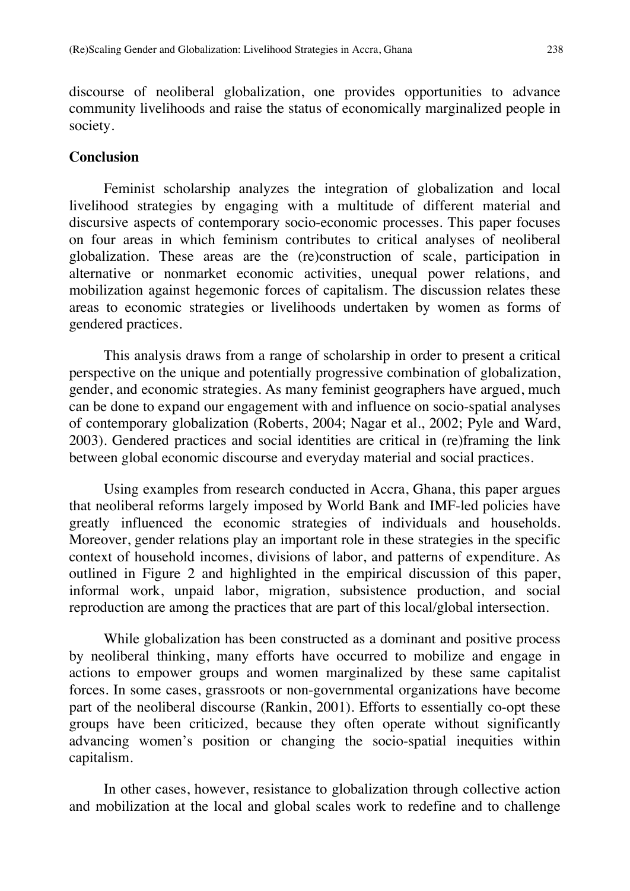discourse of neoliberal globalization, one provides opportunities to advance community livelihoods and raise the status of economically marginalized people in society.

## Conclusion

Feminist scholarship analyzes the integration of globalization and local livelihood strategies by engaging with a multitude of different material and discursive aspects of contemporary socio-economic processes. This paper focuses on four areas in which feminism contributes to critical analyses of neoliberal globalization. These areas are the (re)construction of scale, participation in alternative or nonmarket economic activities, unequal power relations, and mobilization against hegemonic forces of capitalism. The discussion relates these areas to economic strategies or livelihoods undertaken by women as forms of gendered practices.

This analysis draws from a range of scholarship in order to present a critical perspective on the unique and potentially progressive combination of globalization, gender, and economic strategies. As many feminist geographers have argued, much can be done to expand our engagement with and influence on socio-spatial analyses of contemporary globalization (Roberts, 2004; Nagar et al., 2002; Pyle and Ward, 2003). Gendered practices and social identities are critical in (re)framing the link between global economic discourse and everyday material and social practices.

Using examples from research conducted in Accra, Ghana, this paper argues that neoliberal reforms largely imposed by World Bank and IMF-led policies have greatly influenced the economic strategies of individuals and households. Moreover, gender relations play an important role in these strategies in the specific context of household incomes, divisions of labor, and patterns of expenditure. As outlined in Figure 2 and highlighted in the empirical discussion of this paper, informal work, unpaid labor, migration, subsistence production, and social reproduction are among the practices that are part of this local/global intersection.

While globalization has been constructed as a dominant and positive process by neoliberal thinking, many efforts have occurred to mobilize and engage in actions to empower groups and women marginalized by these same capitalist forces. In some cases, grassroots or non-governmental organizations have become part of the neoliberal discourse (Rankin, 2001). Efforts to essentially co-opt these groups have been criticized, because they often operate without significantly advancing women's position or changing the socio-spatial inequities within capitalism.

In other cases, however, resistance to globalization through collective action and mobilization at the local and global scales work to redefine and to challenge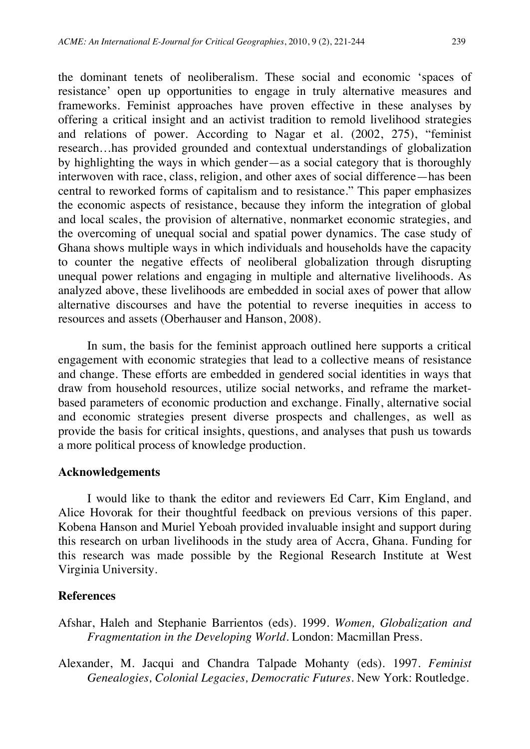the dominant tenets of neoliberalism. These social and economic 'spaces of resistance' open up opportunities to engage in truly alternative measures and frameworks. Feminist approaches have proven effective in these analyses by offering a critical insight and an activist tradition to remold livelihood strategies and relations of power. According to Nagar et al. (2002, 275), "feminist research…has provided grounded and contextual understandings of globalization by highlighting the ways in which gender—as a social category that is thoroughly interwoven with race, class, religion, and other axes of social difference—has been central to reworked forms of capitalism and to resistance." This paper emphasizes the economic aspects of resistance, because they inform the integration of global and local scales, the provision of alternative, nonmarket economic strategies, and the overcoming of unequal social and spatial power dynamics. The case study of Ghana shows multiple ways in which individuals and households have the capacity to counter the negative effects of neoliberal globalization through disrupting unequal power relations and engaging in multiple and alternative livelihoods. As analyzed above, these livelihoods are embedded in social axes of power that allow alternative discourses and have the potential to reverse inequities in access to resources and assets (Oberhauser and Hanson, 2008).

In sum, the basis for the feminist approach outlined here supports a critical engagement with economic strategies that lead to a collective means of resistance and change. These efforts are embedded in gendered social identities in ways that draw from household resources, utilize social networks, and reframe the market-based parameters of economic production and exchange. Finally, alternative social and economic strategies present diverse prospects and challenges, as well as provide the basis for critical insights, questions, and analyses that push us towards a more political process of knowledge production.

## Acknowledgements

I would like to thank the editor and reviewers Ed Carr, Kim England, and Alice Hovorak for their thoughtful feedback on previous versions of this paper. Kobena Hanson and Muriel Yeboah provided invaluable insight and support during this research on urban livelihoods in the study area of Accra, Ghana. Funding for this research was made possible by the Regional Research Institute at West Virginia University.

## References

Afshar, Haleh and Stephanie Barrientos (eds). 1999. *Women, Globalization and Fragmentation in the Developing World*. London: Macmillan Press.

Alexander, M. Jacqui and Chandra Talpade Mohanty (eds). 1997. *Feminist Genealogies, Colonial Legacies, Democratic Futures*. New York: Routledge.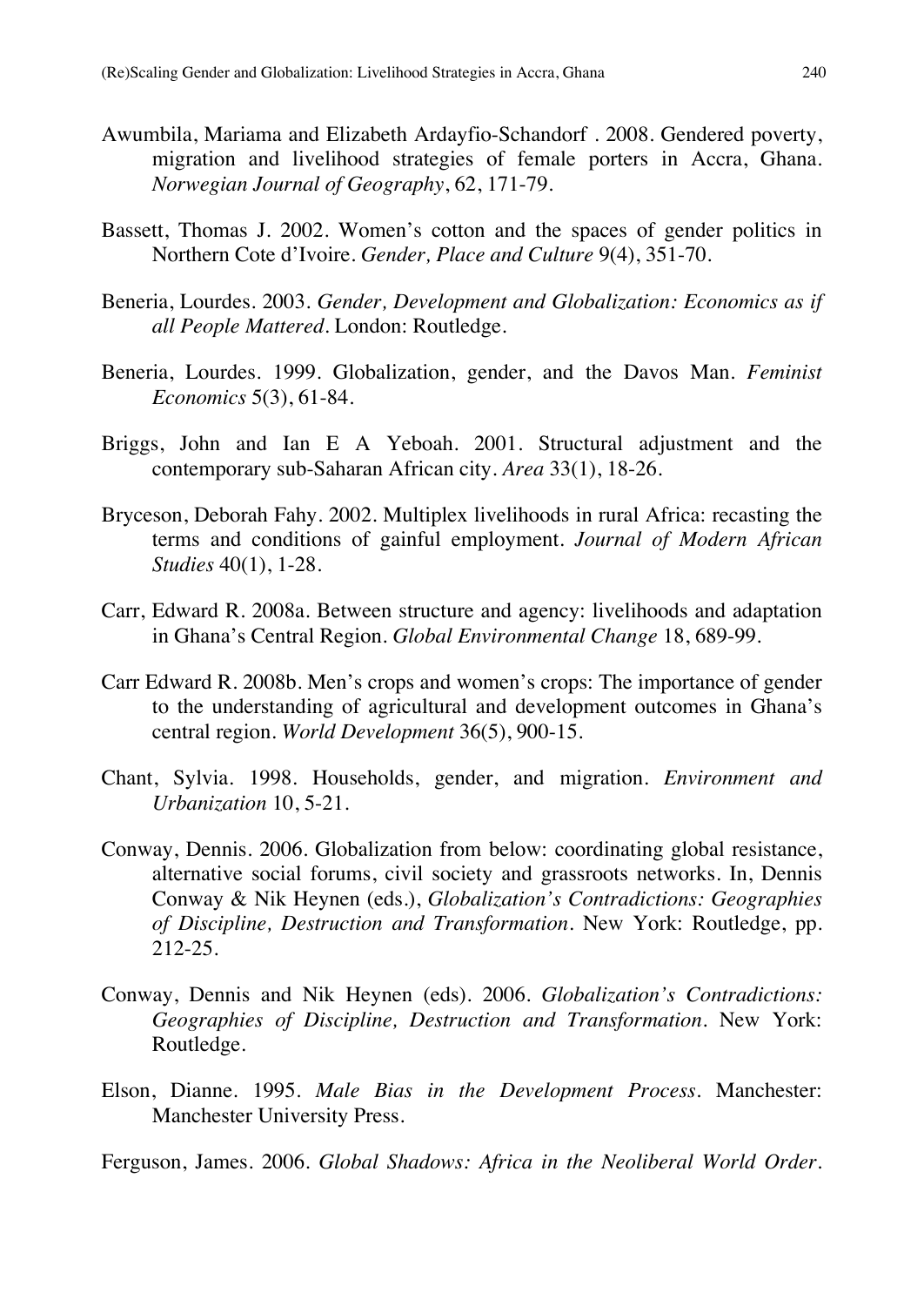Awumbila, Mariama and Elizabeth Ardayfio-Schandorf . 2008. Gendered poverty, migration and livelihood strategies of female porters in Accra, Ghana. *Norwegian Journal of Geography*, 62, 171-79.

Bassett, Thomas J. 2002. Women's cotton and the spaces of gender politics in Northern Cote d'Ivoire. *Gender, Place and Culture* 9(4), 351-70.

Beneria, Lourdes. 2003. *Gender, Development and Globalization: Economics as if all People Mattered*. London: Routledge.

Beneria, Lourdes. 1999. Globalization, gender, and the Davos Man. *Feminist Economics* 5(3), 61-84.

Briggs, John and Ian E A Yeboah. 2001. Structural adjustment and the contemporary sub-Saharan African city. *Area* 33(1), 18-26.

Bryceson, Deborah Fahy. 2002. Multiplex livelihoods in rural Africa: recasting the terms and conditions of gainful employment. *Journal of Modern African Studies* 40(1), 1-28.

Carr, Edward R. 2008a. Between structure and agency: livelihoods and adaptation in Ghana's Central Region. *Global Environmental Change* 18, 689-99.

Carr Edward R. 2008b. Men's crops and women's crops: The importance of gender to the understanding of agricultural and development outcomes in Ghana's central region. *World Development* 36(5), 900-15.

Chant, Sylvia. 1998. Households, gender, and migration. *Environment and Urbanization* 10, 5-21.

Conway, Dennis. 2006. Globalization from below: coordinating global resistance, alternative social forums, civil society and grassroots networks. In, Dennis Conway & Nik Heynen (eds.), *Globalization's Contradictions: Geographies of Discipline, Destruction and Transformation*. New York: Routledge, pp. 212-25.

Conway, Dennis and Nik Heynen (eds). 2006. *Globalization's Contradictions: Geographies of Discipline, Destruction and Transformation*. New York: Routledge.

Elson, Dianne. 1995. *Male Bias in the Development Process*. Manchester: Manchester University Press.

Ferguson, James. 2006. *Global Shadows: Africa in the Neoliberal World Order*.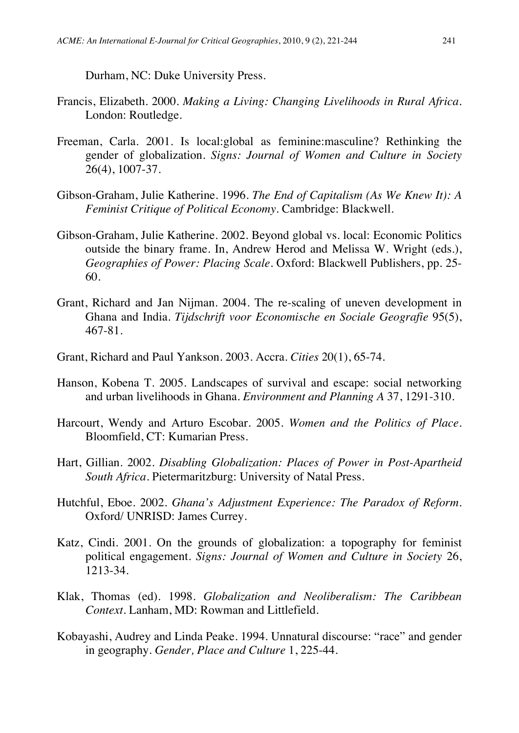Durham, NC: Duke University Press.

Francis, Elizabeth. 2000. *Making a Living: Changing Livelihoods in Rural Africa*. London: Routledge.

Freeman, Carla. 2001. Is local:global as feminine:masculine? Rethinking the gender of globalization. *Signs: Journal of Women and Culture in Society* 26(4), 1007-37.

Gibson-Graham, Julie Katherine. 1996. *The End of Capitalism (As We Knew It): A Feminist Critique of Political Economy*. Cambridge: Blackwell.

Gibson-Graham, Julie Katherine. 2002. Beyond global vs. local: Economic Politics outside the binary frame. In, Andrew Herod and Melissa W. Wright (eds.), *Geographies of Power: Placing Scale*. Oxford: Blackwell Publishers, pp. 25-60.

Grant, Richard and Jan Nijman. 2004. The re-scaling of uneven development in Ghana and India. *Tijdschrift voor Economische en Sociale Geografie* 95(5), 467-81.

Grant, Richard and Paul Yankson. 2003. Accra. *Cities* 20(1), 65-74.

Hanson, Kobena T. 2005. Landscapes of survival and escape: social networking and urban livelihoods in Ghana. *Environment and Planning A* 37, 1291-310.

Harcourt, Wendy and Arturo Escobar. 2005. *Women and the Politics of Place*. Bloomfield, CT: Kumarian Press.

Hart, Gillian. 2002. *Disabling Globalization: Places of Power in Post-Apartheid South Africa*. Pietermaritzburg: University of Natal Press.

Hutchful, Eboe. 2002. *Ghana's Adjustment Experience: The Paradox of Reform*. Oxford/ UNRISD: James Currey.

Katz, Cindi. 2001. On the grounds of globalization: a topography for feminist political engagement. *Signs: Journal of Women and Culture in Society* 26, 1213-34.

Klak, Thomas (ed). 1998. *Globalization and Neoliberalism: The Caribbean Context*. Lanham, MD: Rowman and Littlefield.

Kobayashi, Audrey and Linda Peake. 1994. Unnatural discourse: "race" and gender in geography. *Gender, Place and Culture* 1, 225-44.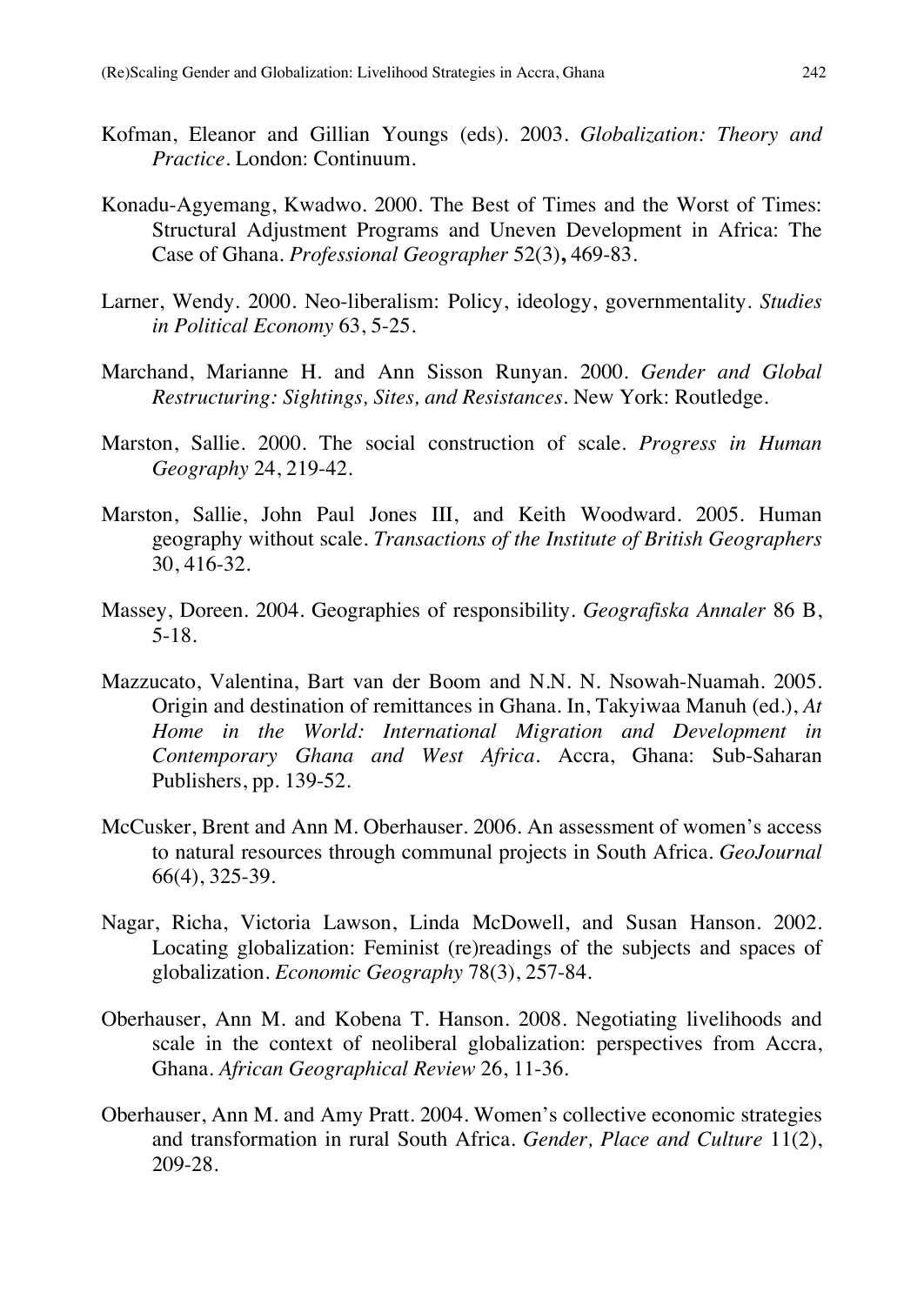Kofman, Eleanor and Gillian Youngs (eds). 2003. *Globalization: Theory and Practice*. London: Continuum.

Konadu-Agyemang, Kwadwo. 2000. The Best of Times and the Worst of Times: Structural Adjustment Programs and Uneven Development in Africa: The Case of Ghana. *Professional Geographer* 52(3)**,** 469-83.

Larner, Wendy. 2000. Neo-liberalism: Policy, ideology, governmentality. *Studies in Political Economy* 63, 5-25.

Marchand, Marianne H. and Ann Sisson Runyan. 2000. *Gender and Global Restructuring: Sightings, Sites, and Resistances*. New York: Routledge.

Marston, Sallie. 2000. The social construction of scale. *Progress in Human Geography* 24, 219-42.

Marston, Sallie, John Paul Jones III, and Keith Woodward. 2005. Human geography without scale. *Transactions of the Institute of British Geographers* 30, 416-32.

Massey, Doreen. 2004. Geographies of responsibility. *Geografiska Annaler* 86 B, 5-18.

Mazzucato, Valentina, Bart van der Boom and N.N. N. Nsowah-Nuamah. 2005. Origin and destination of remittances in Ghana. In, Takyiwaa Manuh (ed.), *At Home in the World: International Migration and Development in Contemporary Ghana and West Africa*. Accra, Ghana: Sub-Saharan Publishers, pp. 139-52.

McCusker, Brent and Ann M. Oberhauser. 2006. An assessment of women's access to natural resources through communal projects in South Africa. *GeoJournal* 66(4), 325-39.

Nagar, Richa, Victoria Lawson, Linda McDowell, and Susan Hanson. 2002. Locating globalization: Feminist (re)readings of the subjects and spaces of globalization. *Economic Geography* 78(3), 257-84.

Oberhauser, Ann M. and Kobena T. Hanson. 2008. Negotiating livelihoods and scale in the context of neoliberal globalization: perspectives from Accra, Ghana. *African Geographical Review* 26, 11-36.

Oberhauser, Ann M. and Amy Pratt. 2004. Women's collective economic strategies and transformation in rural South Africa. *Gender, Place and Culture* 11(2), 209-28.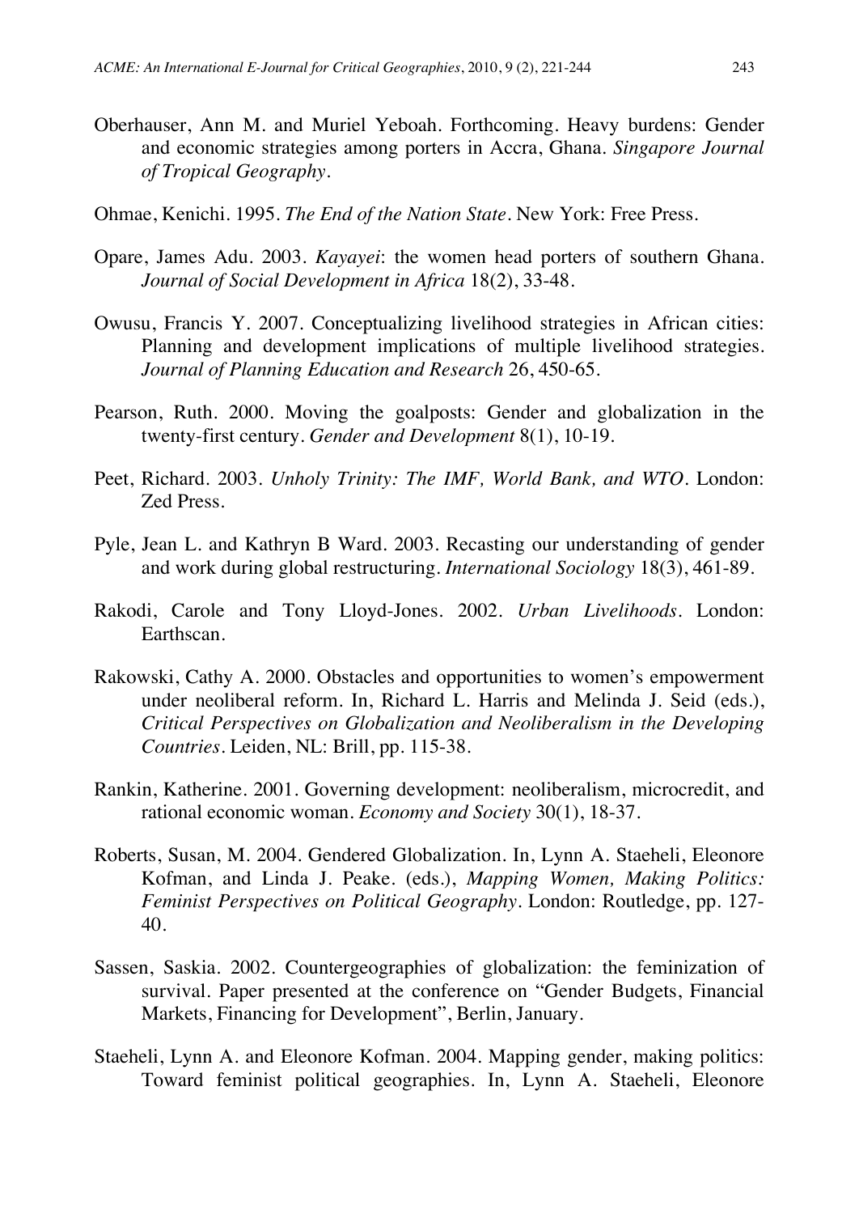Oberhauser, Ann M. and Muriel Yeboah. Forthcoming. Heavy burdens: Gender and economic strategies among porters in Accra, Ghana. *Singapore Journal of Tropical Geography*.

Ohmae, Kenichi. 1995. *The End of the Nation State*. New York: Free Press.

Opare, James Adu. 2003. *Kayayei*: the women head porters of southern Ghana. *Journal of Social Development in Africa* 18(2), 33-48.

Owusu, Francis Y. 2007. Conceptualizing livelihood strategies in African cities: Planning and development implications of multiple livelihood strategies. *Journal of Planning Education and Research* 26, 450-65.

Pearson, Ruth. 2000. Moving the goalposts: Gender and globalization in the twenty-first century. *Gender and Development* 8(1), 10-19.

Peet, Richard. 2003. *Unholy Trinity: The IMF, World Bank, and WTO*. London: Zed Press.

Pyle, Jean L. and Kathryn B Ward. 2003. Recasting our understanding of gender and work during global restructuring. *International Sociology* 18(3), 461-89.

Rakodi, Carole and Tony Lloyd-Jones. 2002. *Urban Livelihoods*. London: Earthscan.

Rakowski, Cathy A. 2000. Obstacles and opportunities to women's empowerment under neoliberal reform. In, Richard L. Harris and Melinda J. Seid (eds.), *Critical Perspectives on Globalization and Neoliberalism in the Developing Countries*. Leiden, NL: Brill, pp. 115-38.

Rankin, Katherine. 2001. Governing development: neoliberalism, microcredit, and rational economic woman. *Economy and Society* 30(1), 18-37.

Roberts, Susan, M. 2004. Gendered Globalization. In, Lynn A. Staeheli, Eleonore Kofman, and Linda J. Peake. (eds.), *Mapping Women, Making Politics: Feminist Perspectives on Political Geography*. London: Routledge, pp. 127-40.

Sassen, Saskia. 2002. Countergeographies of globalization: the feminization of survival. Paper presented at the conference on "Gender Budgets, Financial Markets, Financing for Development", Berlin, January.

Staeheli, Lynn A. and Eleonore Kofman. 2004. Mapping gender, making politics: Toward feminist political geographies. In, Lynn A. Staeheli, Eleonore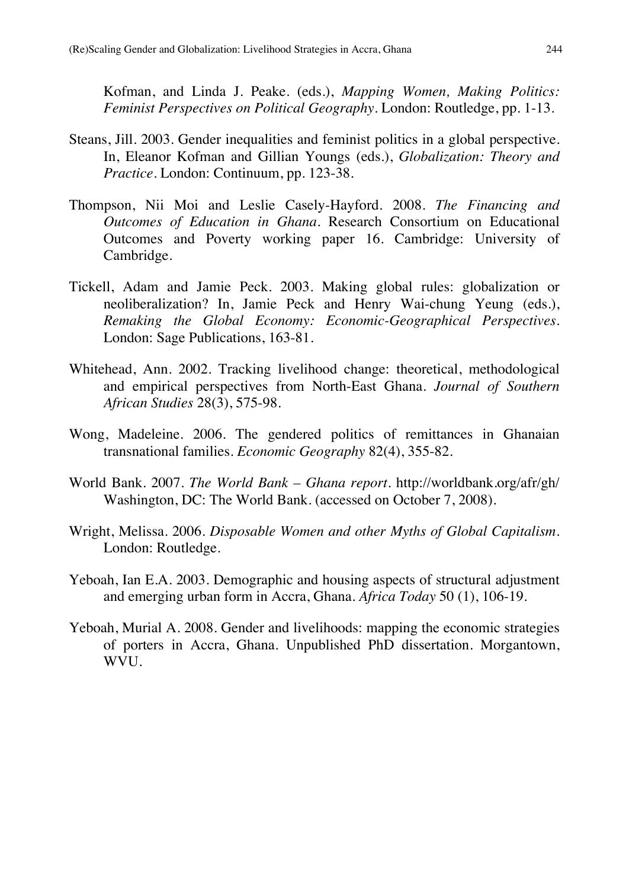Kofman, and Linda J. Peake. (eds.), *Mapping Women, Making Politics: Feminist Perspectives on Political Geography*. London: Routledge, pp. 1-13.

Steans, Jill. 2003. Gender inequalities and feminist politics in a global perspective. In, Eleanor Kofman and Gillian Youngs (eds.), *Globalization: Theory and Practice*. London: Continuum, pp. 123-38.

Thompson, Nii Moi and Leslie Casely-Hayford. 2008. *The Financing and Outcomes of Education in Ghana*. Research Consortium on Educational Outcomes and Poverty working paper 16. Cambridge: University of Cambridge.

Tickell, Adam and Jamie Peck. 2003. Making global rules: globalization or neoliberalization? In, Jamie Peck and Henry Wai-chung Yeung (eds.), *Remaking the Global Economy: Economic-Geographical Perspectives*. London: Sage Publications, 163-81.

Whitehead, Ann. 2002. Tracking livelihood change: theoretical, methodological and empirical perspectives from North-East Ghana. *Journal of Southern African Studies* 28(3), 575-98.

Wong, Madeleine. 2006. The gendered politics of remittances in Ghanaian transnational families. *Economic Geography* 82(4), 355-82.

World Bank. 2007. *The World Bank – Ghana report*. http://worldbank.org/afr/gh/ Washington, DC: The World Bank. (accessed on October 7, 2008).

Wright, Melissa. 2006. *Disposable Women and other Myths of Global Capitalism*. London: Routledge.

Yeboah, Ian E.A. 2003. Demographic and housing aspects of structural adjustment and emerging urban form in Accra, Ghana. *Africa Today* 50 (1), 106-19.

Yeboah, Murial A. 2008. Gender and livelihoods: mapping the economic strategies of porters in Accra, Ghana. Unpublished PhD dissertation. Morgantown, WVU.